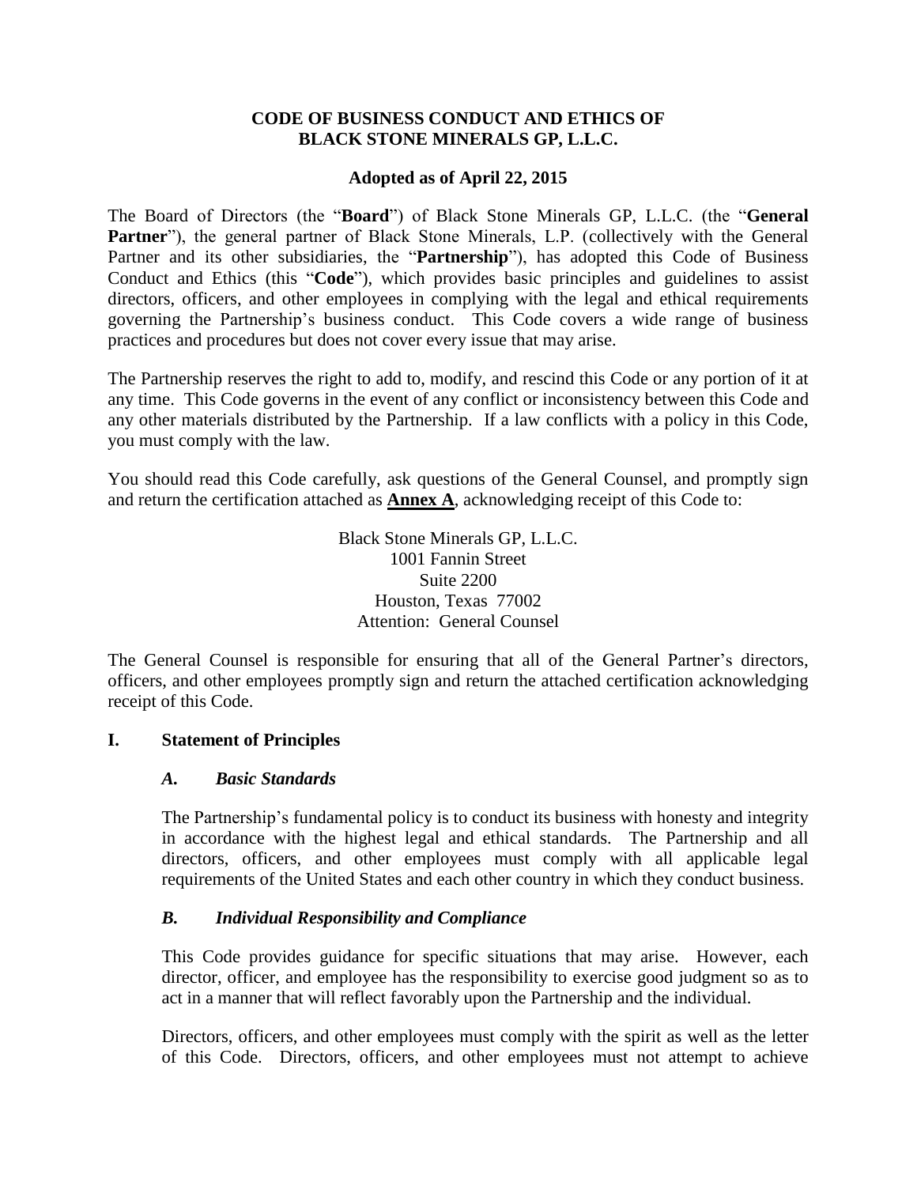# CODE OF BUSINESS CONDUCT AND ETHICS OF BLACK STONE MINERALS GP, L.L.C.

**Adopted as of April 22, 2015**

The Board of Directors (the "**Board**") of Black Stone Minerals GP, L.L.C. (the "**General Partner**"), the general partner of Black Stone Minerals, L.P. (collectively with the General Partner and its other subsidiaries, the "**Partnership**"), has adopted this Code of Business Conduct and Ethics (this "**Code**"), which provides basic principles and guidelines to assist directors, officers, and other employees in complying with the legal and ethical requirements governing the Partnership's business conduct. This Code covers a wide range of business practices and procedures but does not cover every issue that may arise.

The Partnership reserves the right to add to, modify, and rescind this Code or any portion of it at any time. This Code governs in the event of any conflict or inconsistency between this Code and any other materials distributed by the Partnership. If a law conflicts with a policy in this Code, you must comply with the law.

You should read this Code carefully, ask questions of the General Counsel, and promptly sign and return the certification attached as **Annex A**, acknowledging receipt of this Code to:

Black Stone Minerals GP, L.L.C.
1001 Fannin Street
Suite 2200
Houston, Texas 77002
Attention: General Counsel

The General Counsel is responsible for ensuring that all of the General Partner's directors, officers, and other employees promptly sign and return the attached certification acknowledging receipt of this Code.

## I. Statement of Principles

### *A. Basic Standards*

The Partnership's fundamental policy is to conduct its business with honesty and integrity in accordance with the highest legal and ethical standards. The Partnership and all directors, officers, and other employees must comply with all applicable legal requirements of the United States and each other country in which they conduct business.

### *B. Individual Responsibility and Compliance*

This Code provides guidance for specific situations that may arise. However, each director, officer, and employee has the responsibility to exercise good judgment so as to act in a manner that will reflect favorably upon the Partnership and the individual.

Directors, officers, and other employees must comply with the spirit as well as the letter of this Code. Directors, officers, and other employees must not attempt to achieve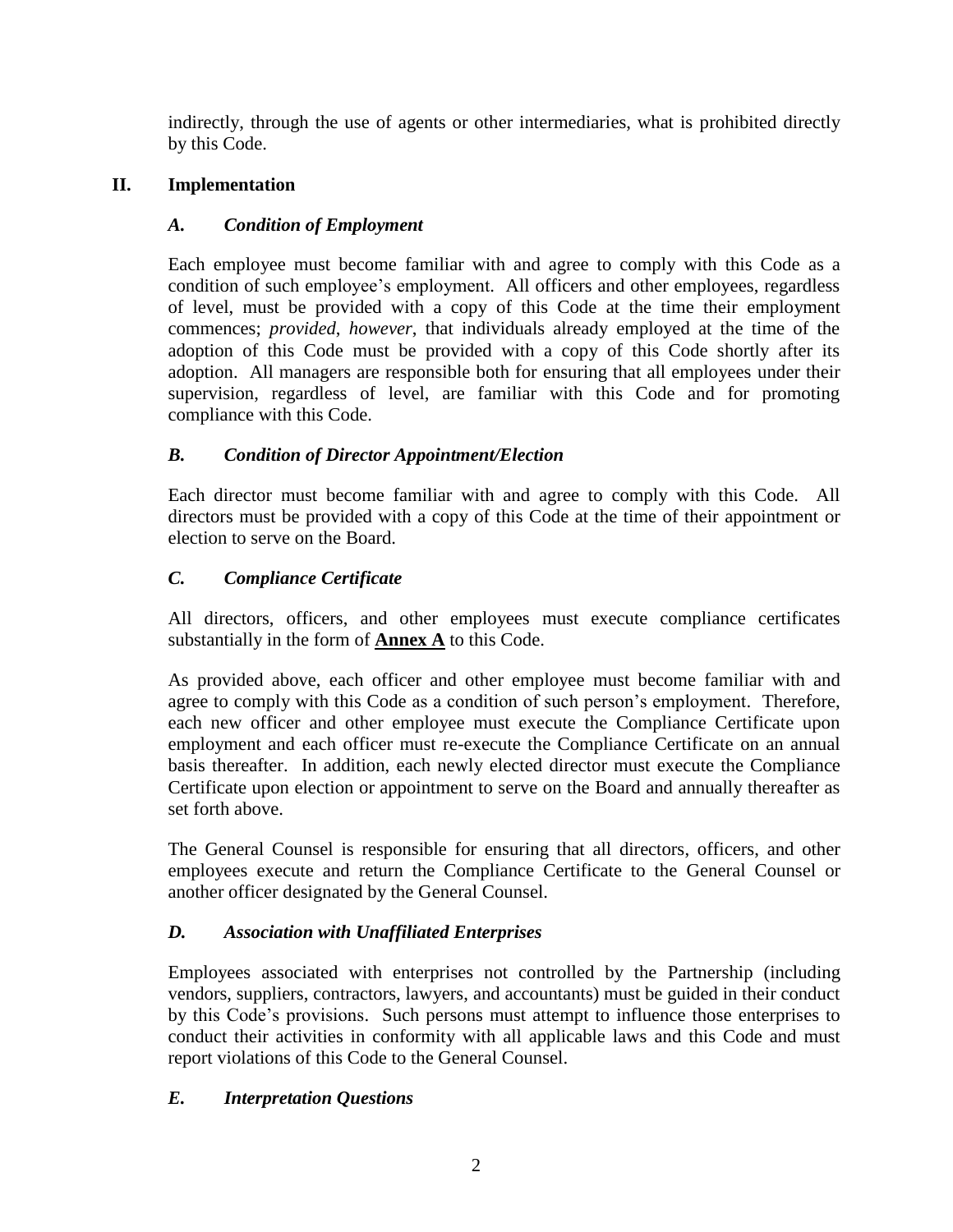indirectly, through the use of agents or other intermediaries, what is prohibited directly by this Code.

## II. Implementation

### *A. Condition of Employment*

Each employee must become familiar with and agree to comply with this Code as a condition of such employee's employment. All officers and other employees, regardless of level, must be provided with a copy of this Code at the time their employment commences; *provided*, *however*, that individuals already employed at the time of the adoption of this Code must be provided with a copy of this Code shortly after its adoption. All managers are responsible both for ensuring that all employees under their supervision, regardless of level, are familiar with this Code and for promoting compliance with this Code.

### *B. Condition of Director Appointment/Election*

Each director must become familiar with and agree to comply with this Code. All directors must be provided with a copy of this Code at the time of their appointment or election to serve on the Board.

### *C. Compliance Certificate*

All directors, officers, and other employees must execute compliance certificates substantially in the form of **Annex A** to this Code.

As provided above, each officer and other employee must become familiar with and agree to comply with this Code as a condition of such person's employment. Therefore, each new officer and other employee must execute the Compliance Certificate upon employment and each officer must re-execute the Compliance Certificate on an annual basis thereafter. In addition, each newly elected director must execute the Compliance Certificate upon election or appointment to serve on the Board and annually thereafter as set forth above.

The General Counsel is responsible for ensuring that all directors, officers, and other employees execute and return the Compliance Certificate to the General Counsel or another officer designated by the General Counsel.

### *D. Association with Unaffiliated Enterprises*

Employees associated with enterprises not controlled by the Partnership (including vendors, suppliers, contractors, lawyers, and accountants) must be guided in their conduct by this Code's provisions. Such persons must attempt to influence those enterprises to conduct their activities in conformity with all applicable laws and this Code and must report violations of this Code to the General Counsel.

### *E. Interpretation Questions*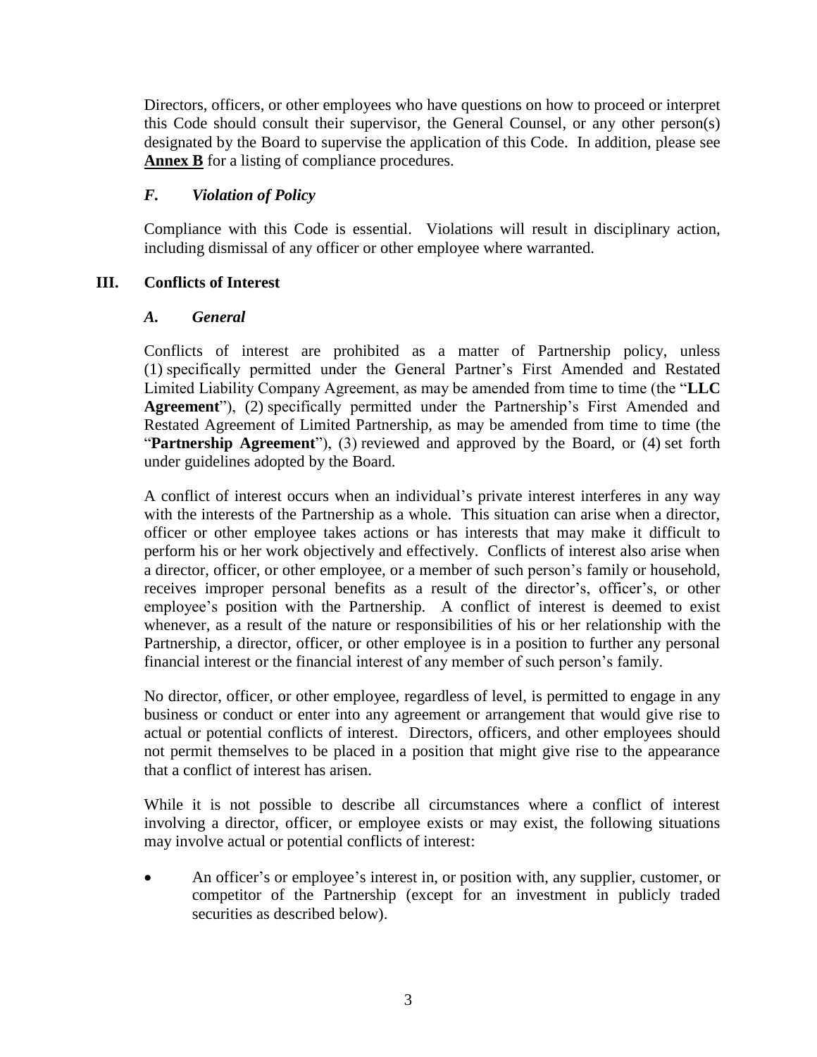Directors, officers, or other employees who have questions on how to proceed or interpret this Code should consult their supervisor, the General Counsel, or any other person(s) designated by the Board to supervise the application of this Code. In addition, please see **Annex B** for a listing of compliance procedures.

### *F. Violation of Policy*

Compliance with this Code is essential. Violations will result in disciplinary action, including dismissal of any officer or other employee where warranted.

## III. Conflicts of Interest

### *A. General*

Conflicts of interest are prohibited as a matter of Partnership policy, unless (1) specifically permitted under the General Partner's First Amended and Restated Limited Liability Company Agreement, as may be amended from time to time (the "**LLC Agreement**"), (2) specifically permitted under the Partnership's First Amended and Restated Agreement of Limited Partnership, as may be amended from time to time (the "**Partnership Agreement**"), (3) reviewed and approved by the Board, or (4) set forth under guidelines adopted by the Board.

A conflict of interest occurs when an individual's private interest interferes in any way with the interests of the Partnership as a whole. This situation can arise when a director, officer or other employee takes actions or has interests that may make it difficult to perform his or her work objectively and effectively. Conflicts of interest also arise when a director, officer, or other employee, or a member of such person's family or household, receives improper personal benefits as a result of the director's, officer's, or other employee's position with the Partnership. A conflict of interest is deemed to exist whenever, as a result of the nature or responsibilities of his or her relationship with the Partnership, a director, officer, or other employee is in a position to further any personal financial interest or the financial interest of any member of such person's family.

No director, officer, or other employee, regardless of level, is permitted to engage in any business or conduct or enter into any agreement or arrangement that would give rise to actual or potential conflicts of interest. Directors, officers, and other employees should not permit themselves to be placed in a position that might give rise to the appearance that a conflict of interest has arisen.

While it is not possible to describe all circumstances where a conflict of interest involving a director, officer, or employee exists or may exist, the following situations may involve actual or potential conflicts of interest:

- An officer's or employee's interest in, or position with, any supplier, customer, or competitor of the Partnership (except for an investment in publicly traded securities as described below).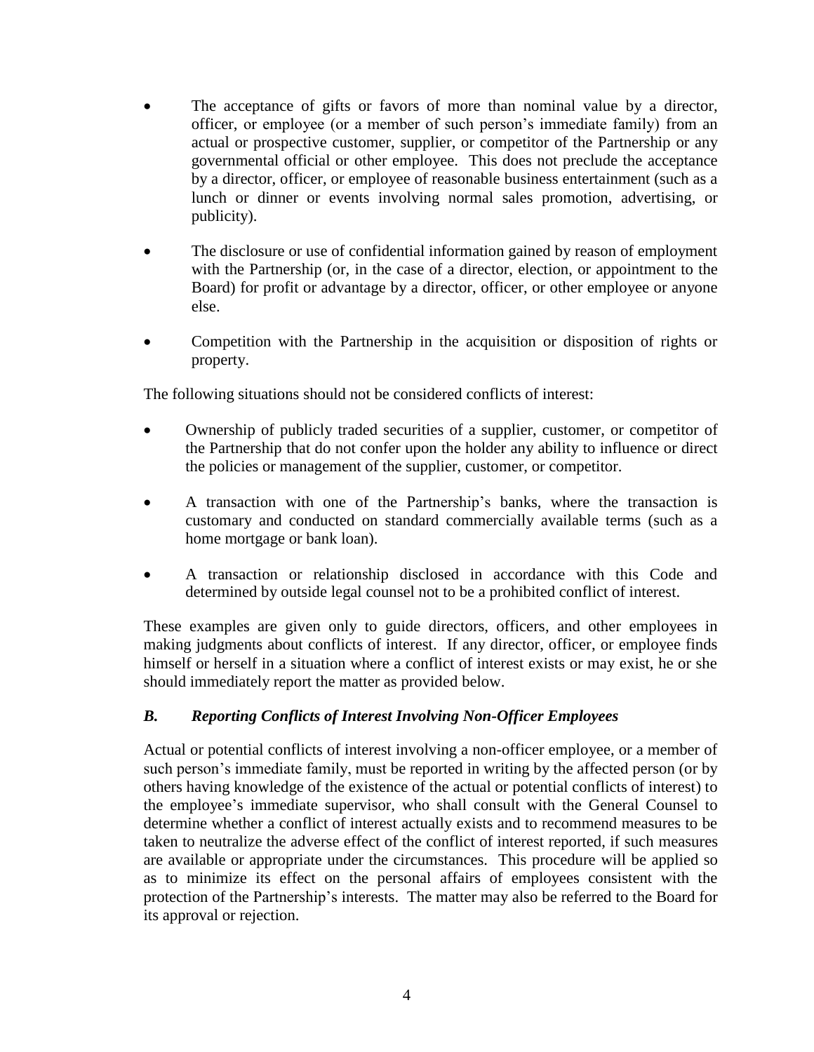- The acceptance of gifts or favors of more than nominal value by a director, officer, or employee (or a member of such person's immediate family) from an actual or prospective customer, supplier, or competitor of the Partnership or any governmental official or other employee. This does not preclude the acceptance by a director, officer, or employee of reasonable business entertainment (such as a lunch or dinner or events involving normal sales promotion, advertising, or publicity).
- The disclosure or use of confidential information gained by reason of employment with the Partnership (or, in the case of a director, election, or appointment to the Board) for profit or advantage by a director, officer, or other employee or anyone else.
- Competition with the Partnership in the acquisition or disposition of rights or property.

The following situations should not be considered conflicts of interest:

- Ownership of publicly traded securities of a supplier, customer, or competitor of the Partnership that do not confer upon the holder any ability to influence or direct the policies or management of the supplier, customer, or competitor.
- A transaction with one of the Partnership's banks, where the transaction is customary and conducted on standard commercially available terms (such as a home mortgage or bank loan).
- A transaction or relationship disclosed in accordance with this Code and determined by outside legal counsel not to be a prohibited conflict of interest.

These examples are given only to guide directors, officers, and other employees in making judgments about conflicts of interest. If any director, officer, or employee finds himself or herself in a situation where a conflict of interest exists or may exist, he or she should immediately report the matter as provided below.

### *B. Reporting Conflicts of Interest Involving Non-Officer Employees*

Actual or potential conflicts of interest involving a non-officer employee, or a member of such person's immediate family, must be reported in writing by the affected person (or by others having knowledge of the existence of the actual or potential conflicts of interest) to the employee's immediate supervisor, who shall consult with the General Counsel to determine whether a conflict of interest actually exists and to recommend measures to be taken to neutralize the adverse effect of the conflict of interest reported, if such measures are available or appropriate under the circumstances. This procedure will be applied so as to minimize its effect on the personal affairs of employees consistent with the protection of the Partnership's interests. The matter may also be referred to the Board for its approval or rejection.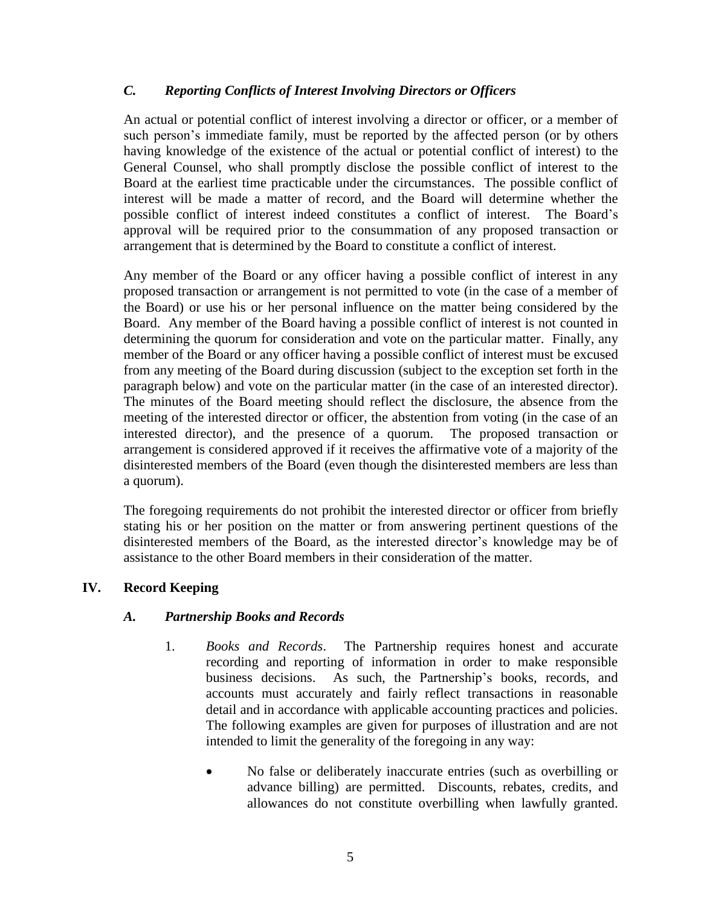### *C. Reporting Conflicts of Interest Involving Directors or Officers*

An actual or potential conflict of interest involving a director or officer, or a member of such person's immediate family, must be reported by the affected person (or by others having knowledge of the existence of the actual or potential conflict of interest) to the General Counsel, who shall promptly disclose the possible conflict of interest to the Board at the earliest time practicable under the circumstances. The possible conflict of interest will be made a matter of record, and the Board will determine whether the possible conflict of interest indeed constitutes a conflict of interest. The Board's approval will be required prior to the consummation of any proposed transaction or arrangement that is determined by the Board to constitute a conflict of interest.

Any member of the Board or any officer having a possible conflict of interest in any proposed transaction or arrangement is not permitted to vote (in the case of a member of the Board) or use his or her personal influence on the matter being considered by the Board. Any member of the Board having a possible conflict of interest is not counted in determining the quorum for consideration and vote on the particular matter. Finally, any member of the Board or any officer having a possible conflict of interest must be excused from any meeting of the Board during discussion (subject to the exception set forth in the paragraph below) and vote on the particular matter (in the case of an interested director). The minutes of the Board meeting should reflect the disclosure, the absence from the meeting of the interested director or officer, the abstention from voting (in the case of an interested director), and the presence of a quorum. The proposed transaction or arrangement is considered approved if it receives the affirmative vote of a majority of the disinterested members of the Board (even though the disinterested members are less than a quorum).

The foregoing requirements do not prohibit the interested director or officer from briefly stating his or her position on the matter or from answering pertinent questions of the disinterested members of the Board, as the interested director's knowledge may be of assistance to the other Board members in their consideration of the matter.

## IV. Record Keeping

### *A. Partnership Books and Records*

1. *Books and Records*. The Partnership requires honest and accurate recording and reporting of information in order to make responsible business decisions. As such, the Partnership's books, records, and accounts must accurately and fairly reflect transactions in reasonable detail and in accordance with applicable accounting practices and policies. The following examples are given for purposes of illustration and are not intended to limit the generality of the foregoing in any way:

   - No false or deliberately inaccurate entries (such as overbilling or advance billing) are permitted. Discounts, rebates, credits, and allowances do not constitute overbilling when lawfully granted.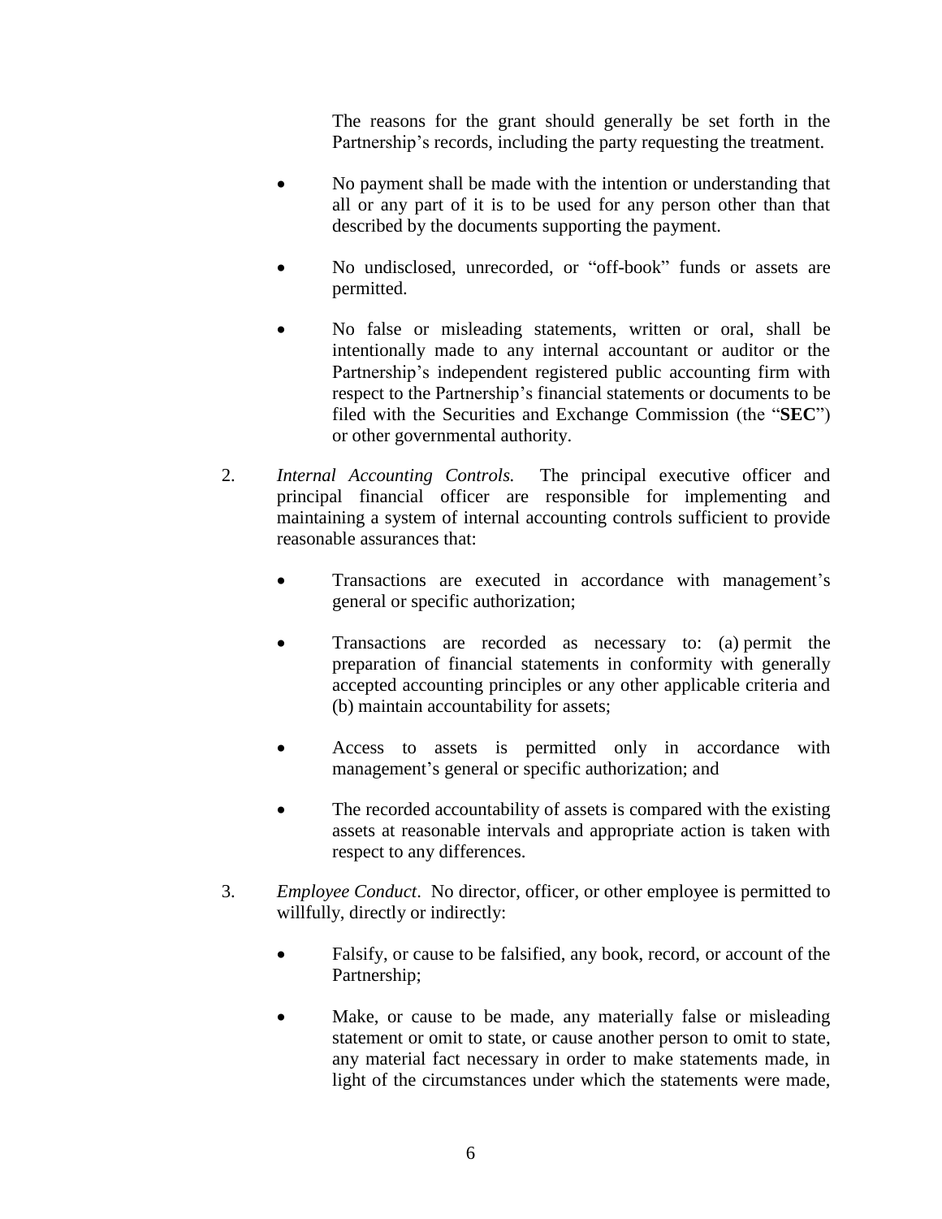The reasons for the grant should generally be set forth in the Partnership's records, including the party requesting the treatment.

- No payment shall be made with the intention or understanding that all or any part of it is to be used for any person other than that described by the documents supporting the payment.
- No undisclosed, unrecorded, or "off-book" funds or assets are permitted.
- No false or misleading statements, written or oral, shall be intentionally made to any internal accountant or auditor or the Partnership's independent registered public accounting firm with respect to the Partnership's financial statements or documents to be filed with the Securities and Exchange Commission (the "**SEC**") or other governmental authority.

2. *Internal Accounting Controls.* The principal executive officer and principal financial officer are responsible for implementing and maintaining a system of internal accounting controls sufficient to provide reasonable assurances that:

    - Transactions are executed in accordance with management's general or specific authorization;
    - Transactions are recorded as necessary to: (a) permit the preparation of financial statements in conformity with generally accepted accounting principles or any other applicable criteria and (b) maintain accountability for assets;
    - Access to assets is permitted only in accordance with management's general or specific authorization; and
    - The recorded accountability of assets is compared with the existing assets at reasonable intervals and appropriate action is taken with respect to any differences.

3. *Employee Conduct*. No director, officer, or other employee is permitted to willfully, directly or indirectly:

    - Falsify, or cause to be falsified, any book, record, or account of the Partnership;
    - Make, or cause to be made, any materially false or misleading statement or omit to state, or cause another person to omit to state, any material fact necessary in order to make statements made, in light of the circumstances under which the statements were made,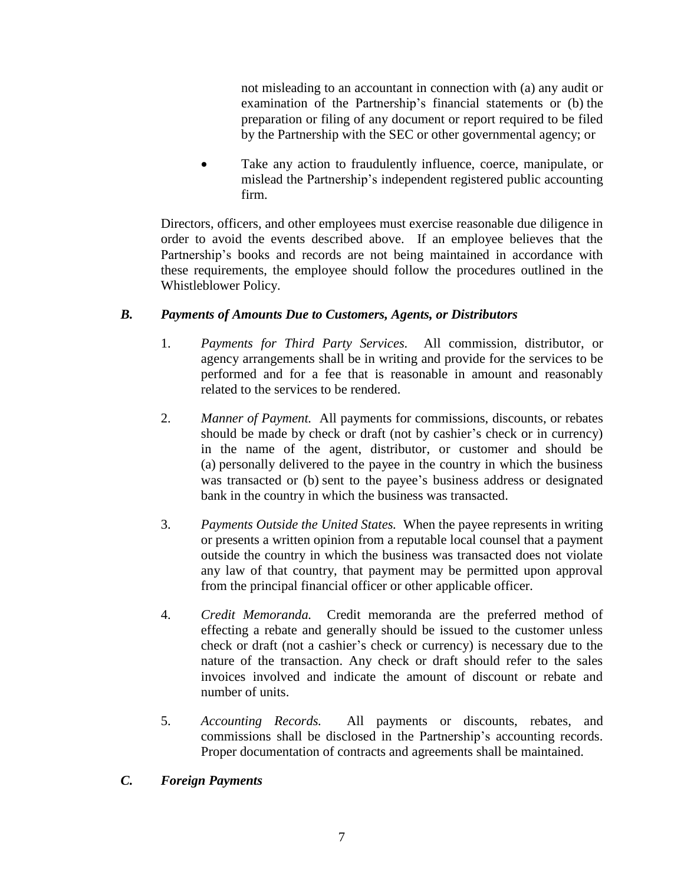not misleading to an accountant in connection with (a) any audit or examination of the Partnership's financial statements or (b) the preparation or filing of any document or report required to be filed by the Partnership with the SEC or other governmental agency; or

- Take any action to fraudulently influence, coerce, manipulate, or mislead the Partnership's independent registered public accounting firm.

Directors, officers, and other employees must exercise reasonable due diligence in order to avoid the events described above. If an employee believes that the Partnership's books and records are not being maintained in accordance with these requirements, the employee should follow the procedures outlined in the Whistleblower Policy.

### *B. Payments of Amounts Due to Customers, Agents, or Distributors*

1. *Payments for Third Party Services.* All commission, distributor, or agency arrangements shall be in writing and provide for the services to be performed and for a fee that is reasonable in amount and reasonably related to the services to be rendered.

2. *Manner of Payment.* All payments for commissions, discounts, or rebates should be made by check or draft (not by cashier's check or in currency) in the name of the agent, distributor, or customer and should be (a) personally delivered to the payee in the country in which the business was transacted or (b) sent to the payee's business address or designated bank in the country in which the business was transacted.

3. *Payments Outside the United States.* When the payee represents in writing or presents a written opinion from a reputable local counsel that a payment outside the country in which the business was transacted does not violate any law of that country, that payment may be permitted upon approval from the principal financial officer or other applicable officer.

4. *Credit Memoranda.* Credit memoranda are the preferred method of effecting a rebate and generally should be issued to the customer unless check or draft (not a cashier's check or currency) is necessary due to the nature of the transaction. Any check or draft should refer to the sales invoices involved and indicate the amount of discount or rebate and number of units.

5. *Accounting Records.* All payments or discounts, rebates, and commissions shall be disclosed in the Partnership's accounting records. Proper documentation of contracts and agreements shall be maintained.

### *C. Foreign Payments*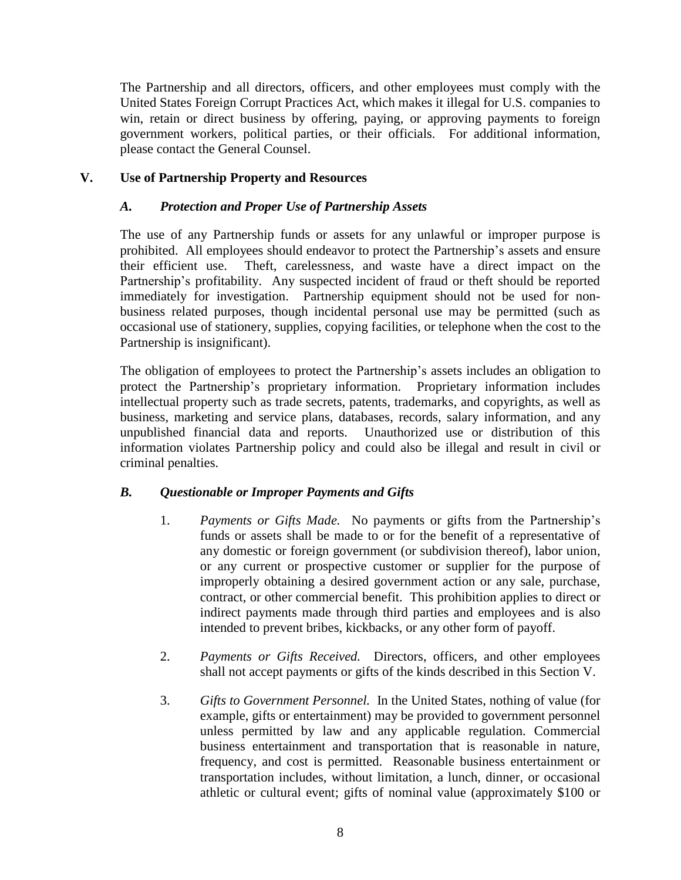The Partnership and all directors, officers, and other employees must comply with the United States Foreign Corrupt Practices Act, which makes it illegal for U.S. companies to win, retain or direct business by offering, paying, or approving payments to foreign government workers, political parties, or their officials. For additional information, please contact the General Counsel.

## V. Use of Partnership Property and Resources

### *A. Protection and Proper Use of Partnership Assets*

The use of any Partnership funds or assets for any unlawful or improper purpose is prohibited. All employees should endeavor to protect the Partnership's assets and ensure their efficient use. Theft, carelessness, and waste have a direct impact on the Partnership's profitability. Any suspected incident of fraud or theft should be reported immediately for investigation. Partnership equipment should not be used for non-business related purposes, though incidental personal use may be permitted (such as occasional use of stationery, supplies, copying facilities, or telephone when the cost to the Partnership is insignificant).

The obligation of employees to protect the Partnership's assets includes an obligation to protect the Partnership's proprietary information. Proprietary information includes intellectual property such as trade secrets, patents, trademarks, and copyrights, as well as business, marketing and service plans, databases, records, salary information, and any unpublished financial data and reports. Unauthorized use or distribution of this information violates Partnership policy and could also be illegal and result in civil or criminal penalties.

### *B. Questionable or Improper Payments and Gifts*

1. *Payments or Gifts Made.* No payments or gifts from the Partnership's funds or assets shall be made to or for the benefit of a representative of any domestic or foreign government (or subdivision thereof), labor union, or any current or prospective customer or supplier for the purpose of improperly obtaining a desired government action or any sale, purchase, contract, or other commercial benefit. This prohibition applies to direct or indirect payments made through third parties and employees and is also intended to prevent bribes, kickbacks, or any other form of payoff.

2. *Payments or Gifts Received.* Directors, officers, and other employees shall not accept payments or gifts of the kinds described in this Section V.

3. *Gifts to Government Personnel.* In the United States, nothing of value (for example, gifts or entertainment) may be provided to government personnel unless permitted by law and any applicable regulation. Commercial business entertainment and transportation that is reasonable in nature, frequency, and cost is permitted. Reasonable business entertainment or transportation includes, without limitation, a lunch, dinner, or occasional athletic or cultural event; gifts of nominal value (approximately $100 or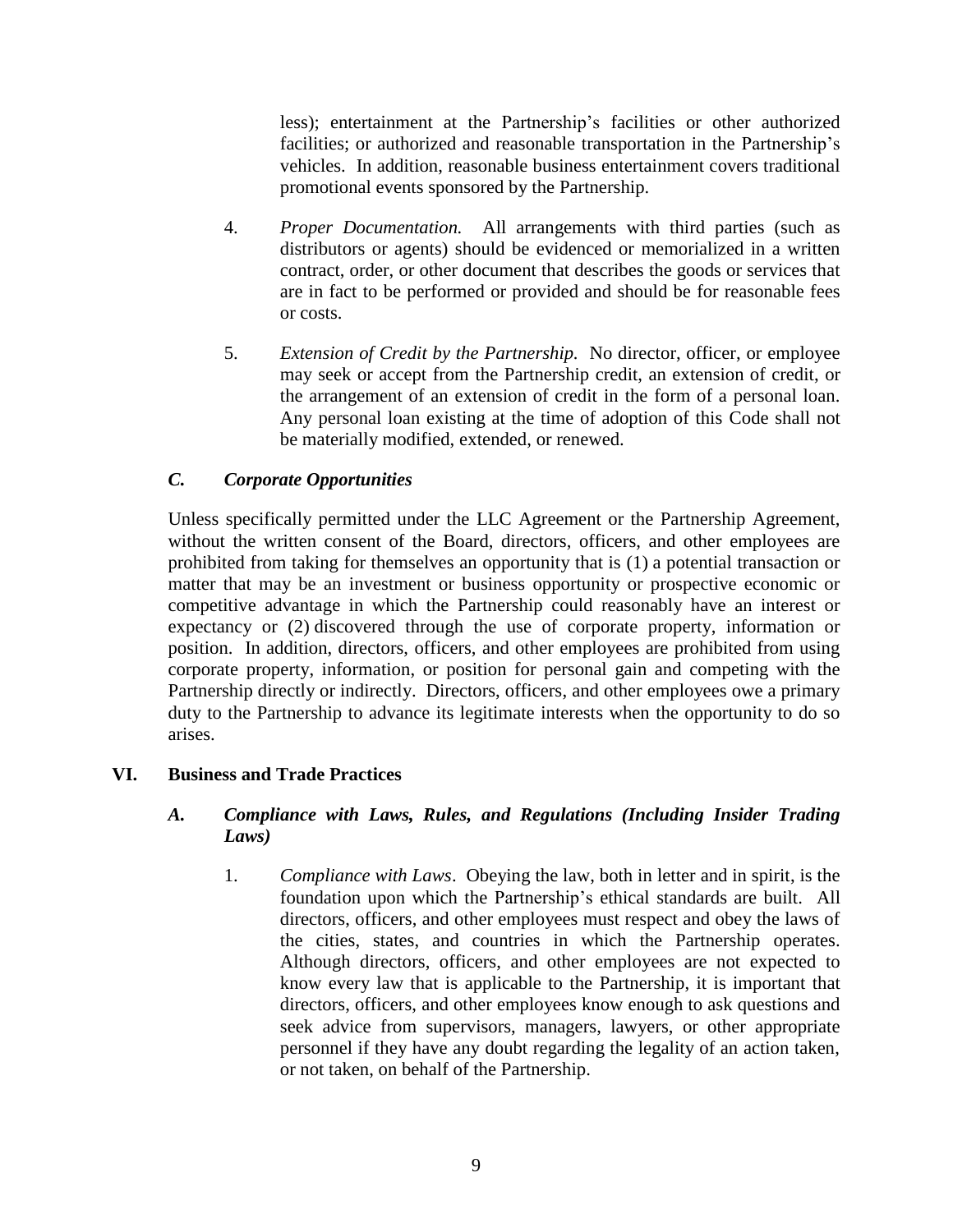less); entertainment at the Partnership's facilities or other authorized facilities; or authorized and reasonable transportation in the Partnership's vehicles. In addition, reasonable business entertainment covers traditional promotional events sponsored by the Partnership.

4. *Proper Documentation.* All arrangements with third parties (such as distributors or agents) should be evidenced or memorialized in a written contract, order, or other document that describes the goods or services that are in fact to be performed or provided and should be for reasonable fees or costs.

5. *Extension of Credit by the Partnership.* No director, officer, or employee may seek or accept from the Partnership credit, an extension of credit, or the arrangement of an extension of credit in the form of a personal loan. Any personal loan existing at the time of adoption of this Code shall not be materially modified, extended, or renewed.

### *C. Corporate Opportunities*

Unless specifically permitted under the LLC Agreement or the Partnership Agreement, without the written consent of the Board, directors, officers, and other employees are prohibited from taking for themselves an opportunity that is (1) a potential transaction or matter that may be an investment or business opportunity or prospective economic or competitive advantage in which the Partnership could reasonably have an interest or expectancy or (2) discovered through the use of corporate property, information or position. In addition, directors, officers, and other employees are prohibited from using corporate property, information, or position for personal gain and competing with the Partnership directly or indirectly. Directors, officers, and other employees owe a primary duty to the Partnership to advance its legitimate interests when the opportunity to do so arises.

## VI. Business and Trade Practices

### *A. Compliance with Laws, Rules, and Regulations (Including Insider Trading Laws)*

1. *Compliance with Laws*. Obeying the law, both in letter and in spirit, is the foundation upon which the Partnership's ethical standards are built. All directors, officers, and other employees must respect and obey the laws of the cities, states, and countries in which the Partnership operates. Although directors, officers, and other employees are not expected to know every law that is applicable to the Partnership, it is important that directors, officers, and other employees know enough to ask questions and seek advice from supervisors, managers, lawyers, or other appropriate personnel if they have any doubt regarding the legality of an action taken, or not taken, on behalf of the Partnership.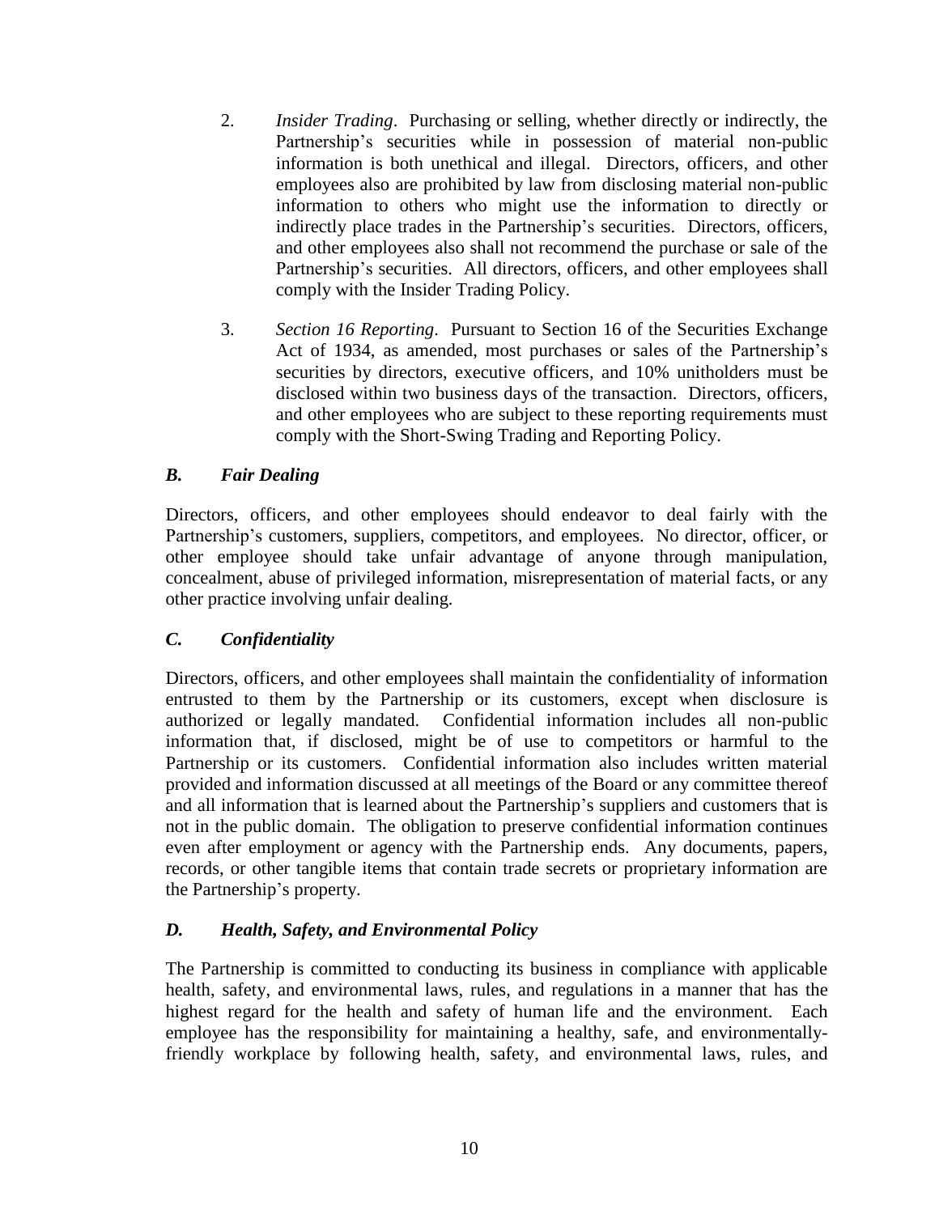2. *Insider Trading*. Purchasing or selling, whether directly or indirectly, the Partnership's securities while in possession of material non-public information is both unethical and illegal. Directors, officers, and other employees also are prohibited by law from disclosing material non-public information to others who might use the information to directly or indirectly place trades in the Partnership's securities. Directors, officers, and other employees also shall not recommend the purchase or sale of the Partnership's securities. All directors, officers, and other employees shall comply with the Insider Trading Policy.

3. *Section 16 Reporting*. Pursuant to Section 16 of the Securities Exchange Act of 1934, as amended, most purchases or sales of the Partnership's securities by directors, executive officers, and 10% unitholders must be disclosed within two business days of the transaction. Directors, officers, and other employees who are subject to these reporting requirements must comply with the Short-Swing Trading and Reporting Policy.

### *B. Fair Dealing*

Directors, officers, and other employees should endeavor to deal fairly with the Partnership's customers, suppliers, competitors, and employees. No director, officer, or other employee should take unfair advantage of anyone through manipulation, concealment, abuse of privileged information, misrepresentation of material facts, or any other practice involving unfair dealing.

### *C. Confidentiality*

Directors, officers, and other employees shall maintain the confidentiality of information entrusted to them by the Partnership or its customers, except when disclosure is authorized or legally mandated. Confidential information includes all non-public information that, if disclosed, might be of use to competitors or harmful to the Partnership or its customers. Confidential information also includes written material provided and information discussed at all meetings of the Board or any committee thereof and all information that is learned about the Partnership's suppliers and customers that is not in the public domain. The obligation to preserve confidential information continues even after employment or agency with the Partnership ends. Any documents, papers, records, or other tangible items that contain trade secrets or proprietary information are the Partnership's property.

### *D. Health, Safety, and Environmental Policy*

The Partnership is committed to conducting its business in compliance with applicable health, safety, and environmental laws, rules, and regulations in a manner that has the highest regard for the health and safety of human life and the environment. Each employee has the responsibility for maintaining a healthy, safe, and environmentally-friendly workplace by following health, safety, and environmental laws, rules, and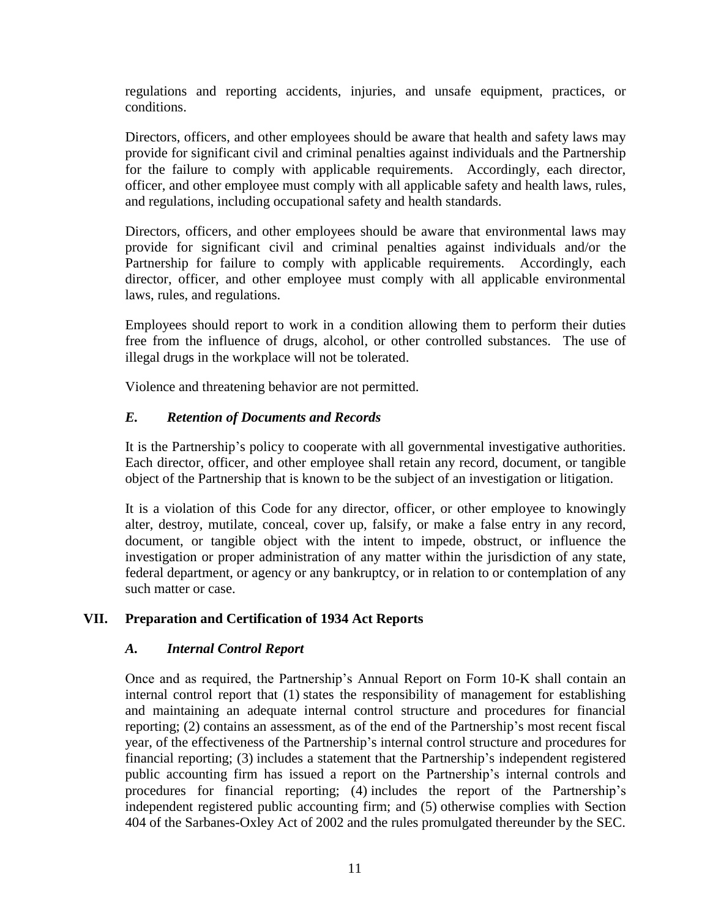regulations and reporting accidents, injuries, and unsafe equipment, practices, or conditions.

Directors, officers, and other employees should be aware that health and safety laws may provide for significant civil and criminal penalties against individuals and the Partnership for the failure to comply with applicable requirements. Accordingly, each director, officer, and other employee must comply with all applicable safety and health laws, rules, and regulations, including occupational safety and health standards.

Directors, officers, and other employees should be aware that environmental laws may provide for significant civil and criminal penalties against individuals and/or the Partnership for failure to comply with applicable requirements. Accordingly, each director, officer, and other employee must comply with all applicable environmental laws, rules, and regulations.

Employees should report to work in a condition allowing them to perform their duties free from the influence of drugs, alcohol, or other controlled substances. The use of illegal drugs in the workplace will not be tolerated.

Violence and threatening behavior are not permitted.

### *E. Retention of Documents and Records*

It is the Partnership's policy to cooperate with all governmental investigative authorities. Each director, officer, and other employee shall retain any record, document, or tangible object of the Partnership that is known to be the subject of an investigation or litigation.

It is a violation of this Code for any director, officer, or other employee to knowingly alter, destroy, mutilate, conceal, cover up, falsify, or make a false entry in any record, document, or tangible object with the intent to impede, obstruct, or influence the investigation or proper administration of any matter within the jurisdiction of any state, federal department, or agency or any bankruptcy, or in relation to or contemplation of any such matter or case.

## VII. Preparation and Certification of 1934 Act Reports

### *A. Internal Control Report*

Once and as required, the Partnership's Annual Report on Form 10-K shall contain an internal control report that (1) states the responsibility of management for establishing and maintaining an adequate internal control structure and procedures for financial reporting; (2) contains an assessment, as of the end of the Partnership's most recent fiscal year, of the effectiveness of the Partnership's internal control structure and procedures for financial reporting; (3) includes a statement that the Partnership's independent registered public accounting firm has issued a report on the Partnership's internal controls and procedures for financial reporting; (4) includes the report of the Partnership's independent registered public accounting firm; and (5) otherwise complies with Section 404 of the Sarbanes-Oxley Act of 2002 and the rules promulgated thereunder by the SEC.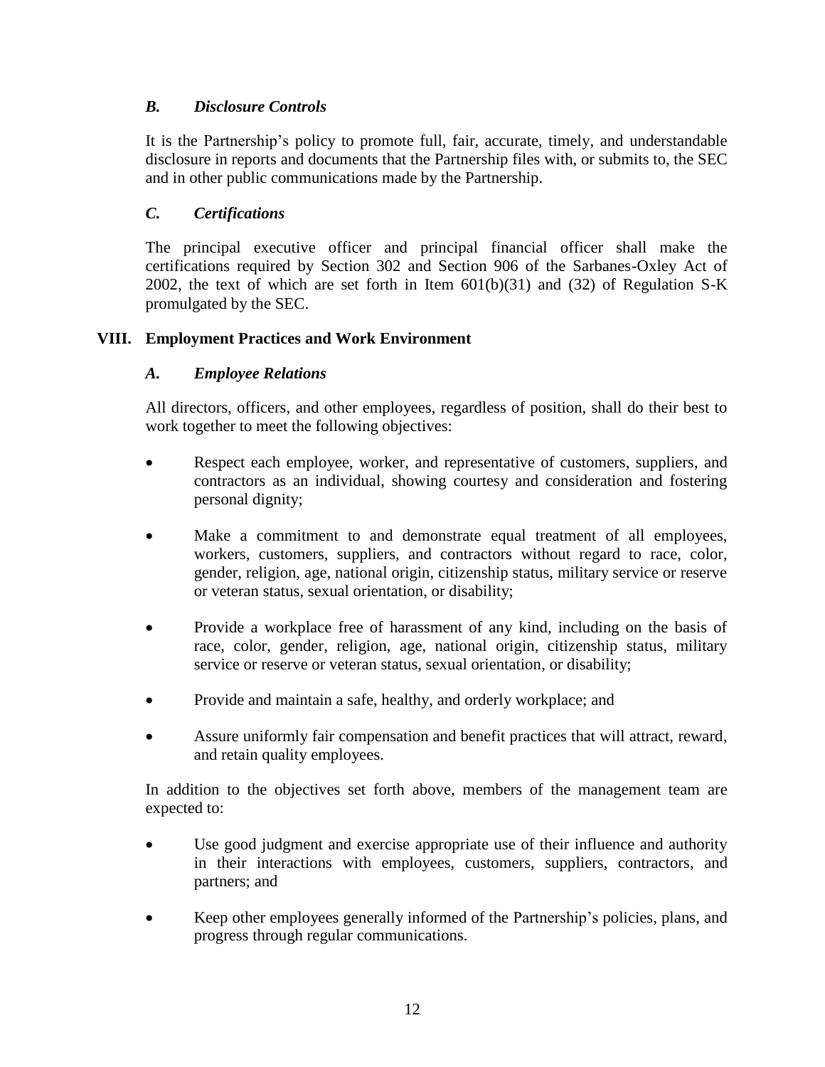### *B. Disclosure Controls*

It is the Partnership's policy to promote full, fair, accurate, timely, and understandable disclosure in reports and documents that the Partnership files with, or submits to, the SEC and in other public communications made by the Partnership.

### *C. Certifications*

The principal executive officer and principal financial officer shall make the certifications required by Section 302 and Section 906 of the Sarbanes-Oxley Act of 2002, the text of which are set forth in Item 601(b)(31) and (32) of Regulation S-K promulgated by the SEC.

## VIII. Employment Practices and Work Environment

### *A. Employee Relations*

All directors, officers, and other employees, regardless of position, shall do their best to work together to meet the following objectives:

- Respect each employee, worker, and representative of customers, suppliers, and contractors as an individual, showing courtesy and consideration and fostering personal dignity;
- Make a commitment to and demonstrate equal treatment of all employees, workers, customers, suppliers, and contractors without regard to race, color, gender, religion, age, national origin, citizenship status, military service or reserve or veteran status, sexual orientation, or disability;
- Provide a workplace free of harassment of any kind, including on the basis of race, color, gender, religion, age, national origin, citizenship status, military service or reserve or veteran status, sexual orientation, or disability;
- Provide and maintain a safe, healthy, and orderly workplace; and
- Assure uniformly fair compensation and benefit practices that will attract, reward, and retain quality employees.

In addition to the objectives set forth above, members of the management team are expected to:

- Use good judgment and exercise appropriate use of their influence and authority in their interactions with employees, customers, suppliers, contractors, and partners; and
- Keep other employees generally informed of the Partnership's policies, plans, and progress through regular communications.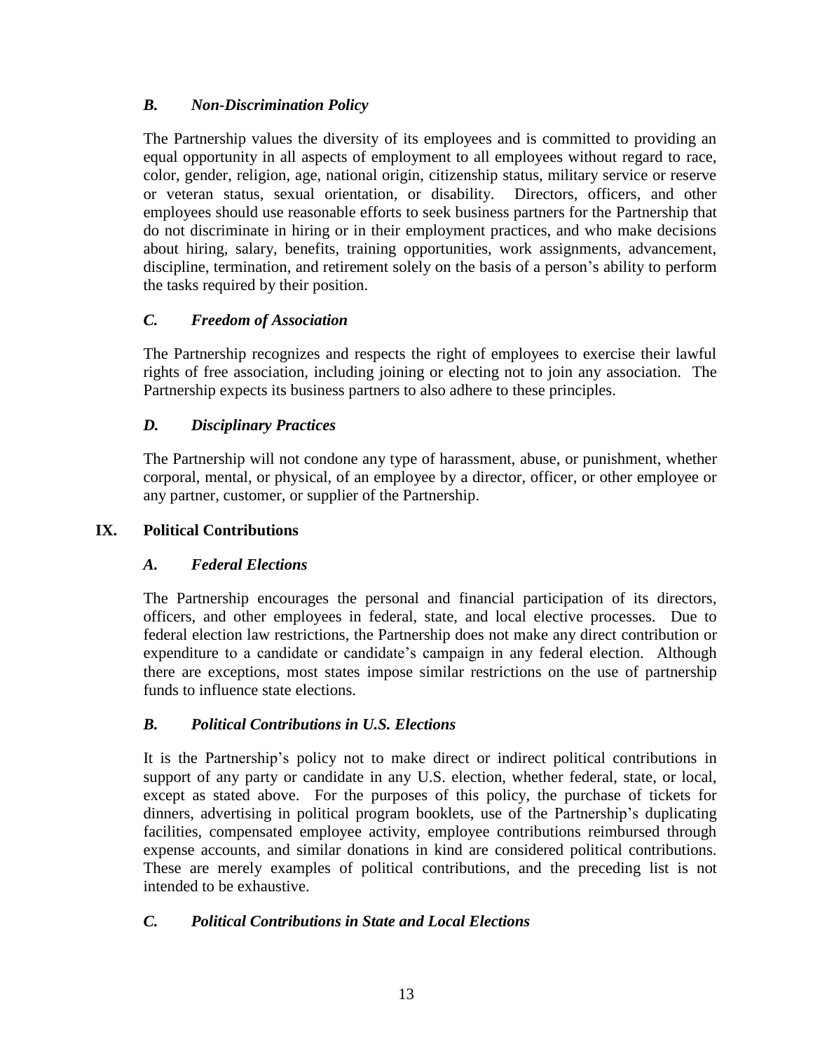### *B. Non-Discrimination Policy*

The Partnership values the diversity of its employees and is committed to providing an equal opportunity in all aspects of employment to all employees without regard to race, color, gender, religion, age, national origin, citizenship status, military service or reserve or veteran status, sexual orientation, or disability. Directors, officers, and other employees should use reasonable efforts to seek business partners for the Partnership that do not discriminate in hiring or in their employment practices, and who make decisions about hiring, salary, benefits, training opportunities, work assignments, advancement, discipline, termination, and retirement solely on the basis of a person's ability to perform the tasks required by their position.

### *C. Freedom of Association*

The Partnership recognizes and respects the right of employees to exercise their lawful rights of free association, including joining or electing not to join any association. The Partnership expects its business partners to also adhere to these principles.

### *D. Disciplinary Practices*

The Partnership will not condone any type of harassment, abuse, or punishment, whether corporal, mental, or physical, of an employee by a director, officer, or other employee or any partner, customer, or supplier of the Partnership.

## IX. Political Contributions

### *A. Federal Elections*

The Partnership encourages the personal and financial participation of its directors, officers, and other employees in federal, state, and local elective processes. Due to federal election law restrictions, the Partnership does not make any direct contribution or expenditure to a candidate or candidate's campaign in any federal election. Although there are exceptions, most states impose similar restrictions on the use of partnership funds to influence state elections.

### *B. Political Contributions in U.S. Elections*

It is the Partnership's policy not to make direct or indirect political contributions in support of any party or candidate in any U.S. election, whether federal, state, or local, except as stated above. For the purposes of this policy, the purchase of tickets for dinners, advertising in political program booklets, use of the Partnership's duplicating facilities, compensated employee activity, employee contributions reimbursed through expense accounts, and similar donations in kind are considered political contributions. These are merely examples of political contributions, and the preceding list is not intended to be exhaustive.

### *C. Political Contributions in State and Local Elections*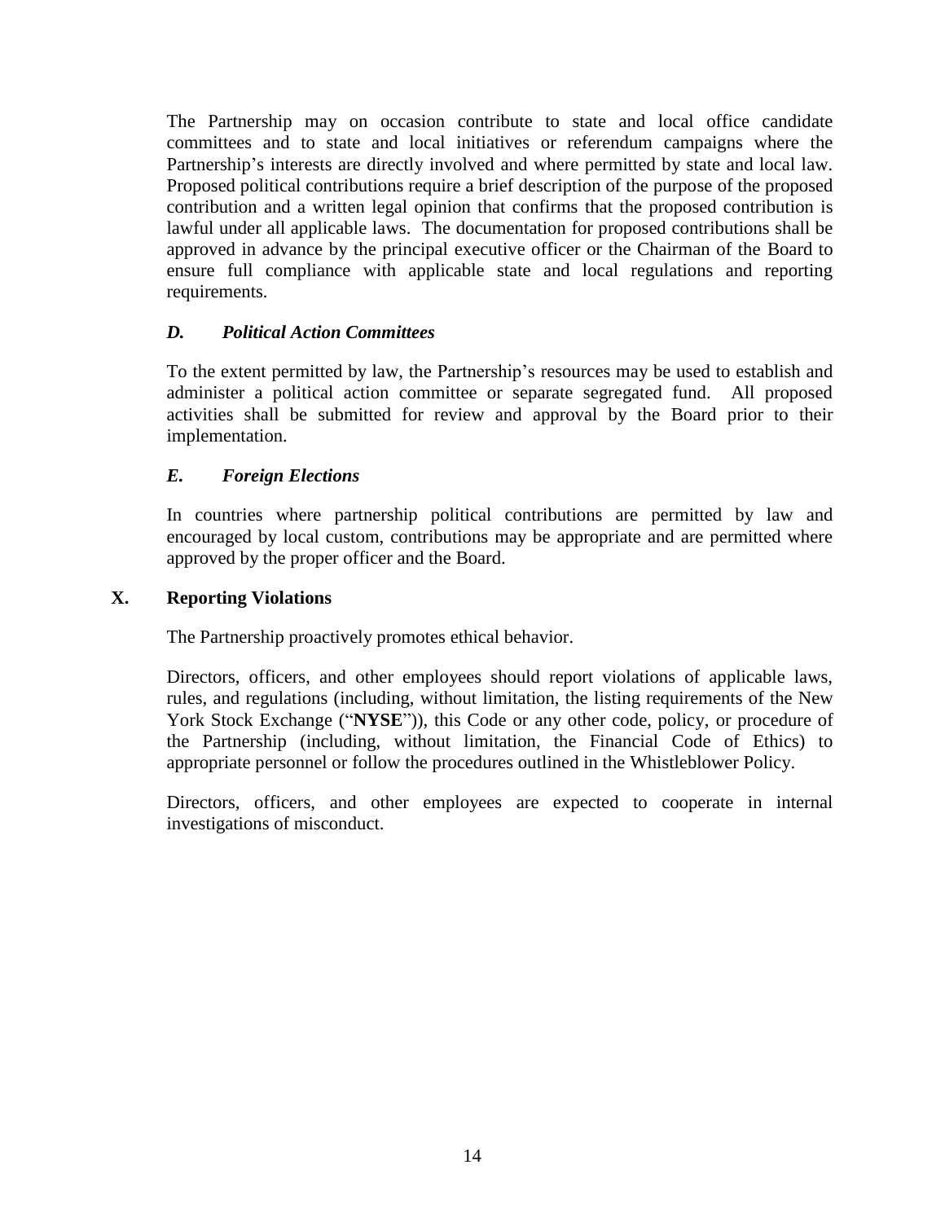The Partnership may on occasion contribute to state and local office candidate committees and to state and local initiatives or referendum campaigns where the Partnership's interests are directly involved and where permitted by state and local law. Proposed political contributions require a brief description of the purpose of the proposed contribution and a written legal opinion that confirms that the proposed contribution is lawful under all applicable laws. The documentation for proposed contributions shall be approved in advance by the principal executive officer or the Chairman of the Board to ensure full compliance with applicable state and local regulations and reporting requirements.

### *D. Political Action Committees*

To the extent permitted by law, the Partnership's resources may be used to establish and administer a political action committee or separate segregated fund. All proposed activities shall be submitted for review and approval by the Board prior to their implementation.

### *E. Foreign Elections*

In countries where partnership political contributions are permitted by law and encouraged by local custom, contributions may be appropriate and are permitted where approved by the proper officer and the Board.

## X. Reporting Violations

The Partnership proactively promotes ethical behavior.

Directors, officers, and other employees should report violations of applicable laws, rules, and regulations (including, without limitation, the listing requirements of the New York Stock Exchange ("**NYSE**")), this Code or any other code, policy, or procedure of the Partnership (including, without limitation, the Financial Code of Ethics) to appropriate personnel or follow the procedures outlined in the Whistleblower Policy.

Directors, officers, and other employees are expected to cooperate in internal investigations of misconduct.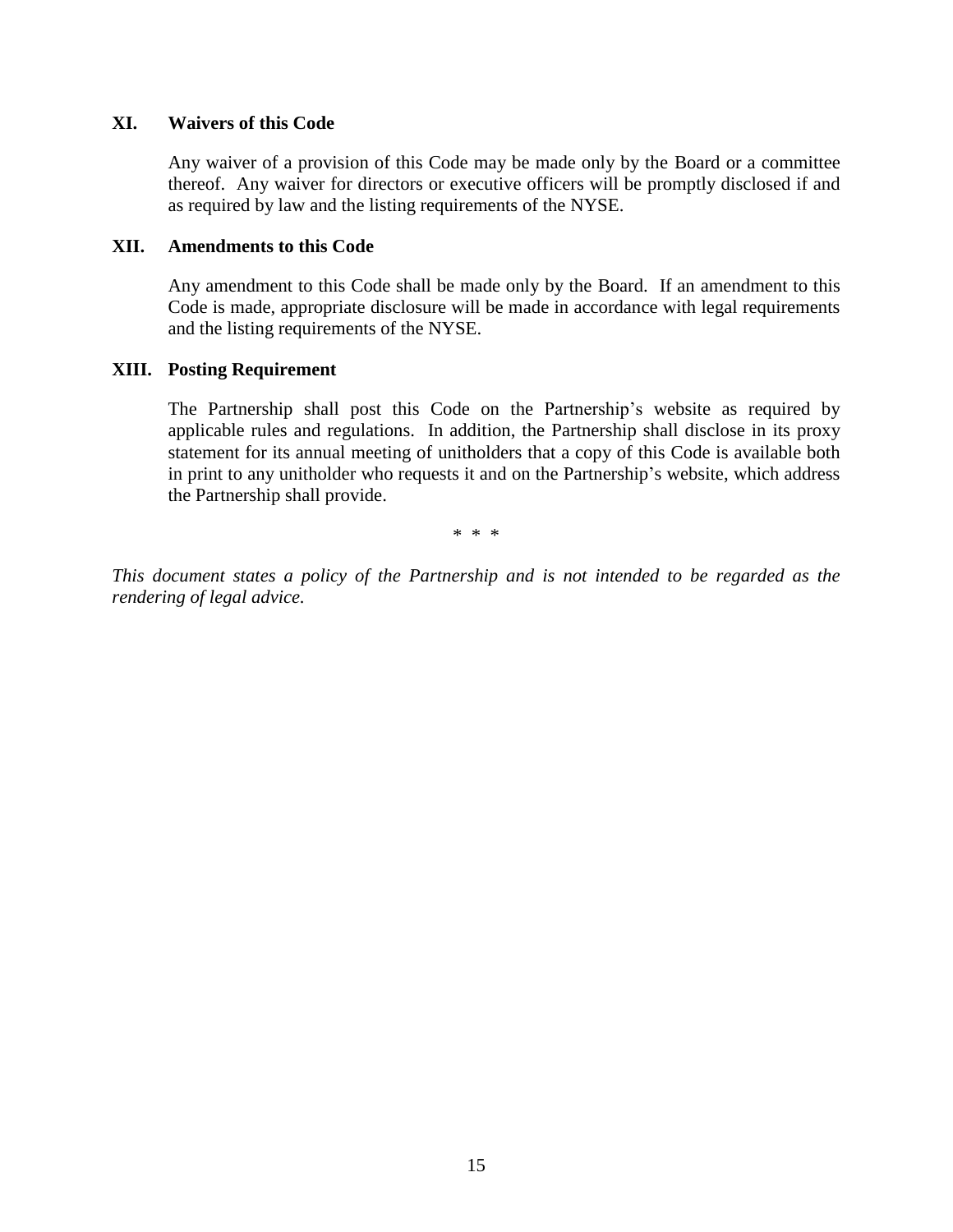## XI. Waivers of this Code

Any waiver of a provision of this Code may be made only by the Board or a committee thereof. Any waiver for directors or executive officers will be promptly disclosed if and as required by law and the listing requirements of the NYSE.

## XII. Amendments to this Code

Any amendment to this Code shall be made only by the Board. If an amendment to this Code is made, appropriate disclosure will be made in accordance with legal requirements and the listing requirements of the NYSE.

## XIII. Posting Requirement

The Partnership shall post this Code on the Partnership's website as required by applicable rules and regulations. In addition, the Partnership shall disclose in its proxy statement for its annual meeting of unitholders that a copy of this Code is available both in print to any unitholder who requests it and on the Partnership's website, which address the Partnership shall provide.

\* \* \*

*This document states a policy of the Partnership and is not intended to be regarded as the rendering of legal advice.*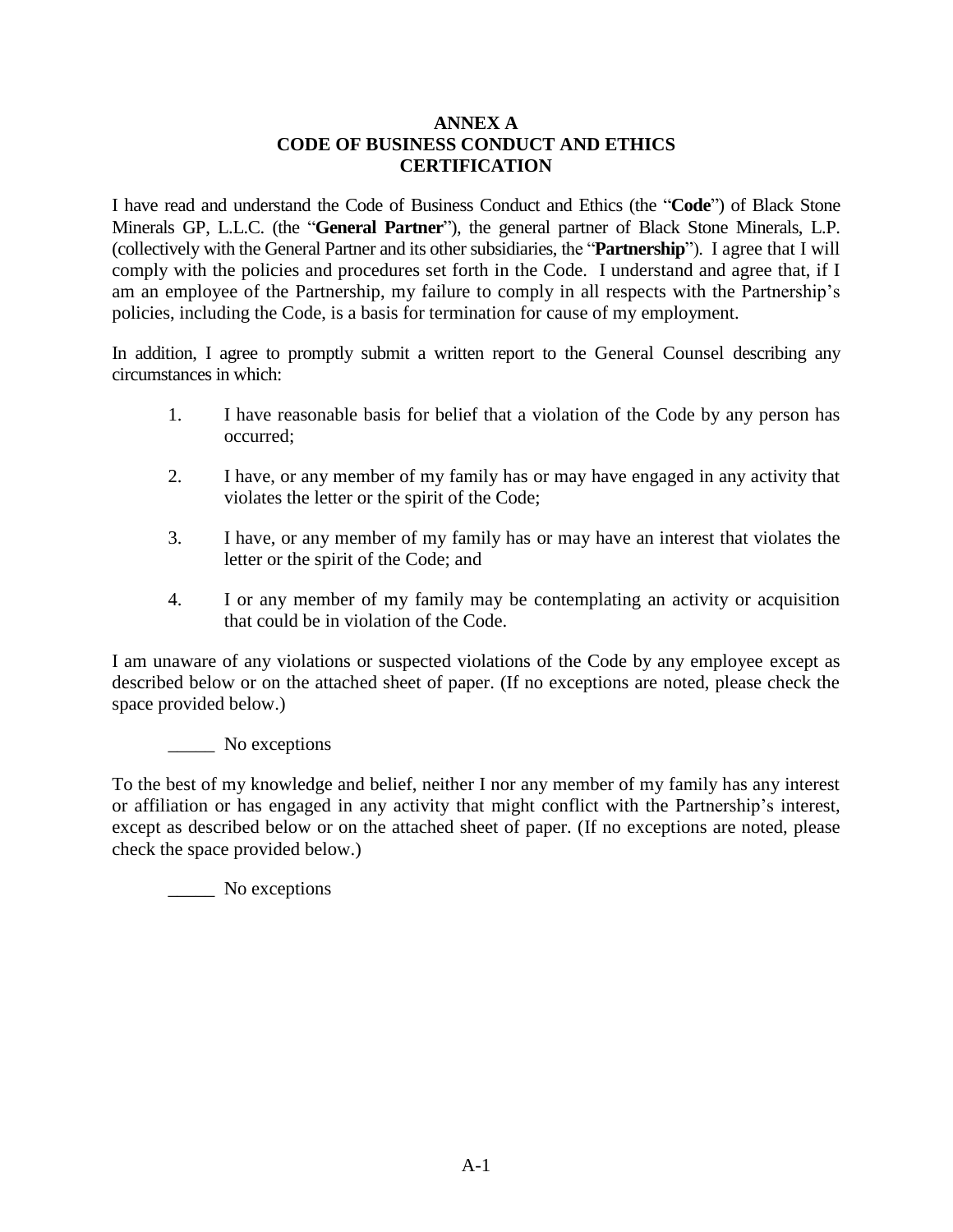# ANNEX A
# CODE OF BUSINESS CONDUCT AND ETHICS
# CERTIFICATION

I have read and understand the Code of Business Conduct and Ethics (the "**Code**") of Black Stone Minerals GP, L.L.C. (the "**General Partner**"), the general partner of Black Stone Minerals, L.P. (collectively with the General Partner and its other subsidiaries, the "**Partnership**"). I agree that I will comply with the policies and procedures set forth in the Code. I understand and agree that, if I am an employee of the Partnership, my failure to comply in all respects with the Partnership's policies, including the Code, is a basis for termination for cause of my employment.

In addition, I agree to promptly submit a written report to the General Counsel describing any circumstances in which:

1. I have reasonable basis for belief that a violation of the Code by any person has occurred;
2. I have, or any member of my family has or may have engaged in any activity that violates the letter or the spirit of the Code;
3. I have, or any member of my family has or may have an interest that violates the letter or the spirit of the Code; and
4. I or any member of my family may be contemplating an activity or acquisition that could be in violation of the Code.

I am unaware of any violations or suspected violations of the Code by any employee except as described below or on the attached sheet of paper. (If no exceptions are noted, please check the space provided below.)

_____ No exceptions

To the best of my knowledge and belief, neither I nor any member of my family has any interest or affiliation or has engaged in any activity that might conflict with the Partnership's interest, except as described below or on the attached sheet of paper. (If no exceptions are noted, please check the space provided below.)

_____ No exceptions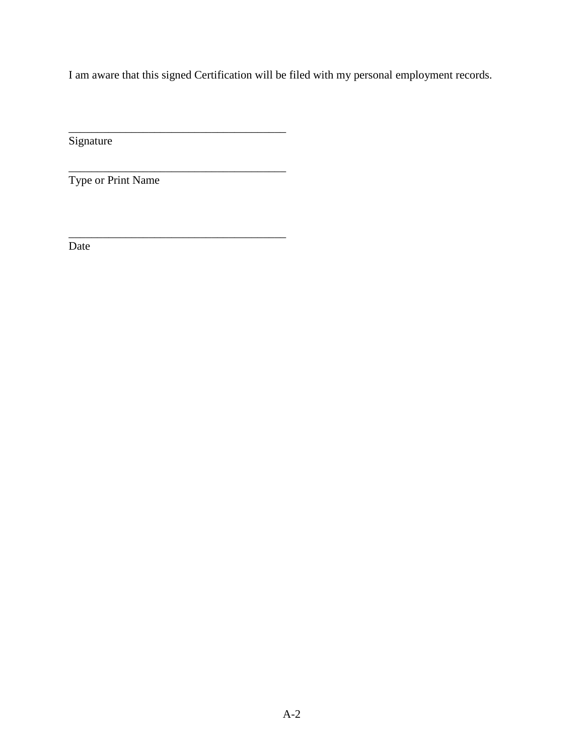I am aware that this signed Certification will be filed with my personal employment records.

\_\_\_\_\_\_\_\_\_\_\_\_\_\_\_\_\_\_\_\_\_\_\_\_\_\_\_\_\_\_\_\_\_\_\_\_\_\_\_

Signature

\_\_\_\_\_\_\_\_\_\_\_\_\_\_\_\_\_\_\_\_\_\_\_\_\_\_\_\_\_\_\_\_\_\_\_\_\_\_\_

Type or Print Name

\_\_\_\_\_\_\_\_\_\_\_\_\_\_\_\_\_\_\_\_\_\_\_\_\_\_\_\_\_\_\_\_\_\_\_\_\_\_\_

Date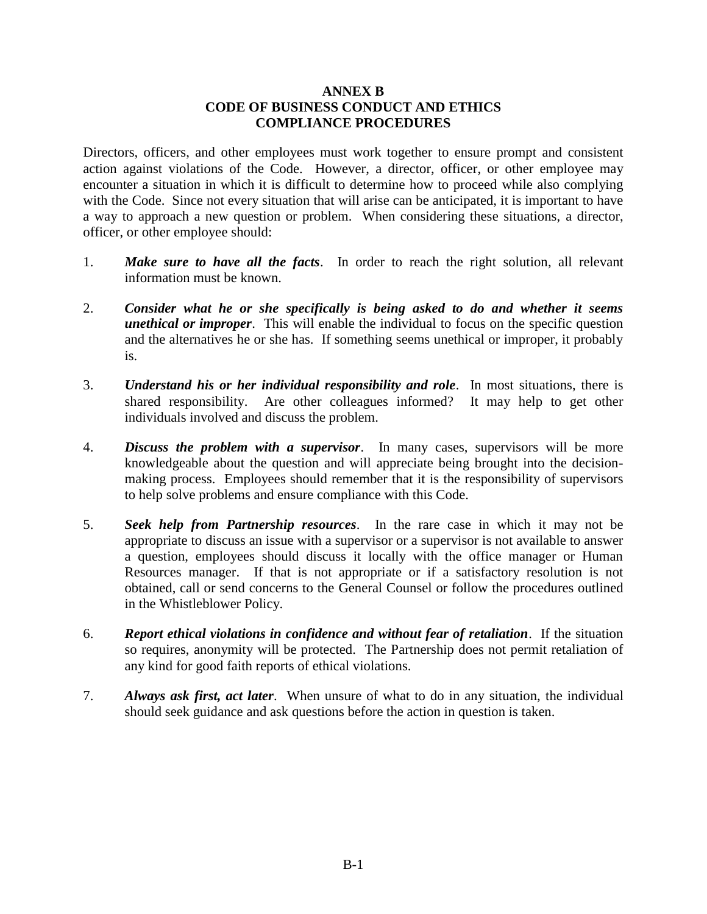# ANNEX B
# CODE OF BUSINESS CONDUCT AND ETHICS
# COMPLIANCE PROCEDURES

Directors, officers, and other employees must work together to ensure prompt and consistent action against violations of the Code. However, a director, officer, or other employee may encounter a situation in which it is difficult to determine how to proceed while also complying with the Code. Since not every situation that will arise can be anticipated, it is important to have a way to approach a new question or problem. When considering these situations, a director, officer, or other employee should:

1. ***Make sure to have all the facts***. In order to reach the right solution, all relevant information must be known.

2. ***Consider what he or she specifically is being asked to do and whether it seems unethical or improper***. This will enable the individual to focus on the specific question and the alternatives he or she has. If something seems unethical or improper, it probably is.

3. ***Understand his or her individual responsibility and role***. In most situations, there is shared responsibility. Are other colleagues informed? It may help to get other individuals involved and discuss the problem.

4. ***Discuss the problem with a supervisor***. In many cases, supervisors will be more knowledgeable about the question and will appreciate being brought into the decision-making process. Employees should remember that it is the responsibility of supervisors to help solve problems and ensure compliance with this Code.

5. ***Seek help from Partnership resources***. In the rare case in which it may not be appropriate to discuss an issue with a supervisor or a supervisor is not available to answer a question, employees should discuss it locally with the office manager or Human Resources manager. If that is not appropriate or if a satisfactory resolution is not obtained, call or send concerns to the General Counsel or follow the procedures outlined in the Whistleblower Policy.

6. ***Report ethical violations in confidence and without fear of retaliation***. If the situation so requires, anonymity will be protected. The Partnership does not permit retaliation of any kind for good faith reports of ethical violations.

7. ***Always ask first, act later***. When unsure of what to do in any situation, the individual should seek guidance and ask questions before the action in question is taken.